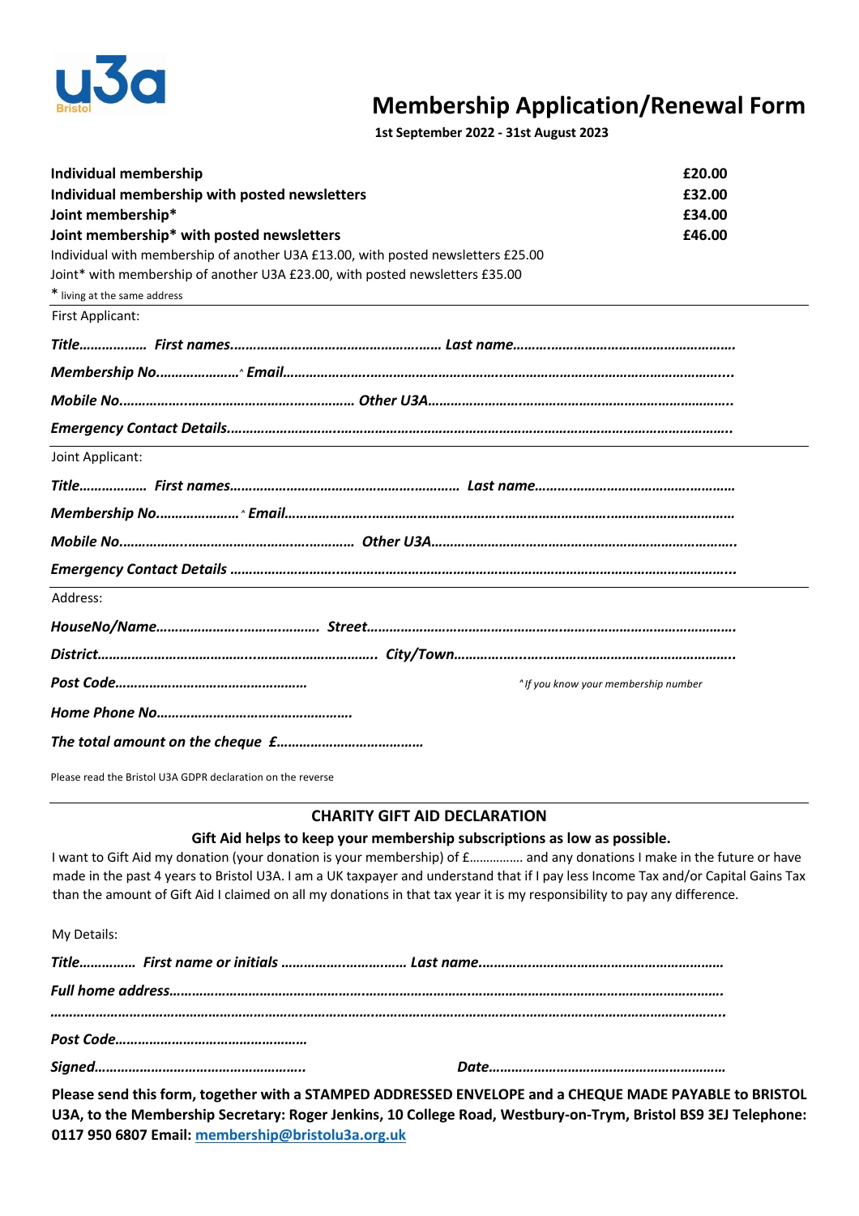u3a Bristol

# Membership Application/Renewal Form

**1st September 2022 - 31st August 2023**

| | |
|---|---|
| **Individual membership** | **£20.00** |
| **Individual membership with posted newsletters** | **£32.00** |
| **Joint membership*** | **£34.00** |
| **Joint membership* with posted newsletters** | **£46.00** |

Individual with membership of another U3A £13.00, with posted newsletters £25.00

Joint* with membership of another U3A £23.00, with posted newsletters £35.00

* living at the same address

First Applicant:

***Title……………… First names………………………………………………… Last name…………………………………………………***

***Membership No………………….^ Email…………………………………………………………………………………………………***

***Mobile No……………………………………………………… Other U3A………………………………………………………………***

***Emergency Contact Details…………………………………………………………………………………………………………………***

Joint Applicant:

***Title……………… First names……………………………………………………… Last name…………………………………………***

***Membership No………………….^ Email…………………………………………………………………………………………………***

***Mobile No……………………………………………………… Other U3A………………………………………………………………***

***Emergency Contact Details ………………………………………………………………………………………………………………***

Address:

***HouseNo/Name…………………………………… Street……………………………………………………………………………………***

***District………………………………………………………………… City/Town……………………………………………………………***

***Post Code……………………………………………***

*^If you know your membership number*

***Home Phone No……………………………………………***

***The total amount on the cheque £…………………………………***

Please read the Bristol U3A GDPR declaration on the reverse

## CHARITY GIFT AID DECLARATION

**Gift Aid helps to keep your membership subscriptions as low as possible.**

I want to Gift Aid my donation (your donation is your membership) of £……………. and any donations I make in the future or have made in the past 4 years to Bristol U3A. I am a UK taxpayer and understand that if I pay less Income Tax and/or Capital Gains Tax than the amount of Gift Aid I claimed on all my donations in that tax year it is my responsibility to pay any difference.

My Details:

***Title…………… First name or initials …………………………… Last name…………………………………………………………***

***Full home address……………………………………………………………………………………………………………………………***

***……………………………………………………………………………………………………………………………………………………***

***Post Code……………………………………………***

***Signed…………………………………………………. Date………………………………………………………***

**Please send this form, together with a STAMPED ADDRESSED ENVELOPE and a CHEQUE MADE PAYABLE to BRISTOL U3A, to the Membership Secretary: Roger Jenkins, 10 College Road, Westbury-on-Trym, Bristol BS9 3EJ Telephone: 0117 950 6807 Email: membership@bristolu3a.org.uk**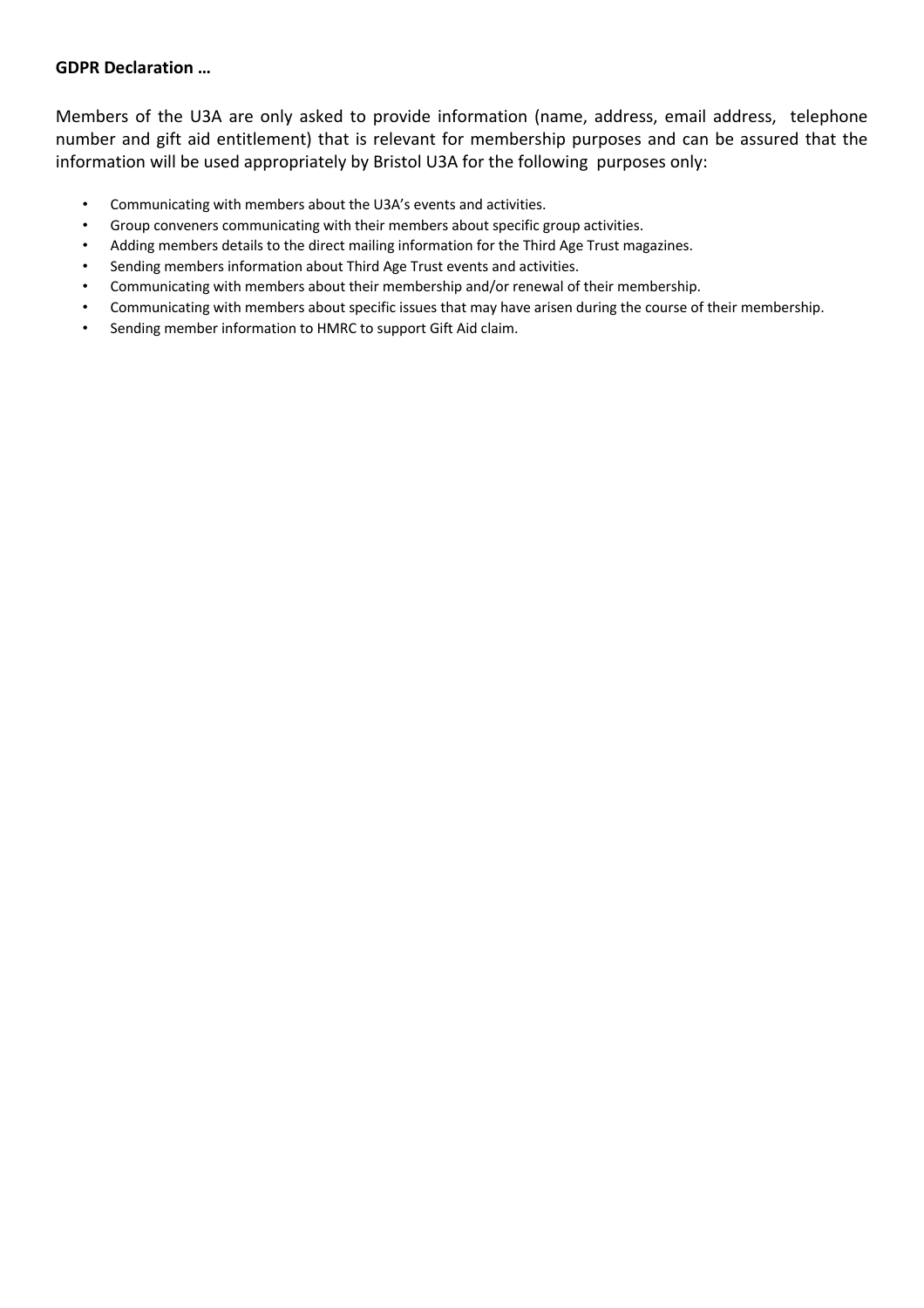**GDPR Declaration …**

Members of the U3A are only asked to provide information (name, address, email address, telephone number and gift aid entitlement) that is relevant for membership purposes and can be assured that the information will be used appropriately by Bristol U3A for the following purposes only:

- Communicating with members about the U3A's events and activities.
- Group conveners communicating with their members about specific group activities.
- Adding members details to the direct mailing information for the Third Age Trust magazines.
- Sending members information about Third Age Trust events and activities.
- Communicating with members about their membership and/or renewal of their membership.
- Communicating with members about specific issues that may have arisen during the course of their membership.
- Sending member information to HMRC to support Gift Aid claim.